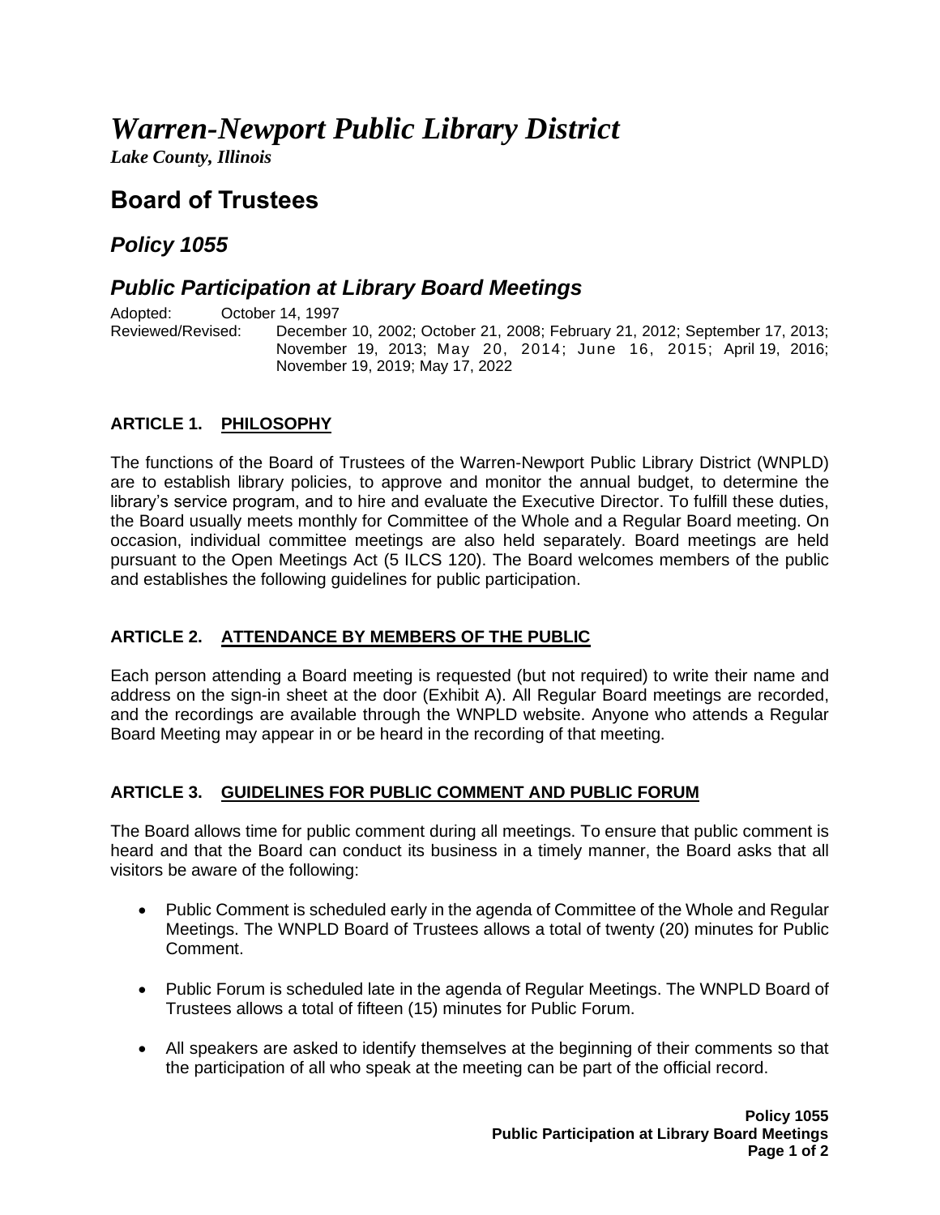# *Warren-Newport Public Library District*

***Lake County, Illinois***

## Board of Trustees

### *Policy 1055*

### *Public Participation at Library Board Meetings*

Adopted: October 14, 1997
Reviewed/Revised: December 10, 2002; October 21, 2008; February 21, 2012; September 17, 2013; November 19, 2013; May 20, 2014; June 16, 2015; April 19, 2016; November 19, 2019; May 17, 2022

**ARTICLE 1. PHILOSOPHY**

The functions of the Board of Trustees of the Warren-Newport Public Library District (WNPLD) are to establish library policies, to approve and monitor the annual budget, to determine the library's service program, and to hire and evaluate the Executive Director. To fulfill these duties, the Board usually meets monthly for Committee of the Whole and a Regular Board meeting. On occasion, individual committee meetings are also held separately. Board meetings are held pursuant to the Open Meetings Act (5 ILCS 120). The Board welcomes members of the public and establishes the following guidelines for public participation.

**ARTICLE 2. ATTENDANCE BY MEMBERS OF THE PUBLIC**

Each person attending a Board meeting is requested (but not required) to write their name and address on the sign-in sheet at the door (Exhibit A). All Regular Board meetings are recorded, and the recordings are available through the WNPLD website. Anyone who attends a Regular Board Meeting may appear in or be heard in the recording of that meeting.

**ARTICLE 3. GUIDELINES FOR PUBLIC COMMENT AND PUBLIC FORUM**

The Board allows time for public comment during all meetings. To ensure that public comment is heard and that the Board can conduct its business in a timely manner, the Board asks that all visitors be aware of the following:

- Public Comment is scheduled early in the agenda of Committee of the Whole and Regular Meetings. The WNPLD Board of Trustees allows a total of twenty (20) minutes for Public Comment.
- Public Forum is scheduled late in the agenda of Regular Meetings. The WNPLD Board of Trustees allows a total of fifteen (15) minutes for Public Forum.
- All speakers are asked to identify themselves at the beginning of their comments so that the participation of all who speak at the meeting can be part of the official record.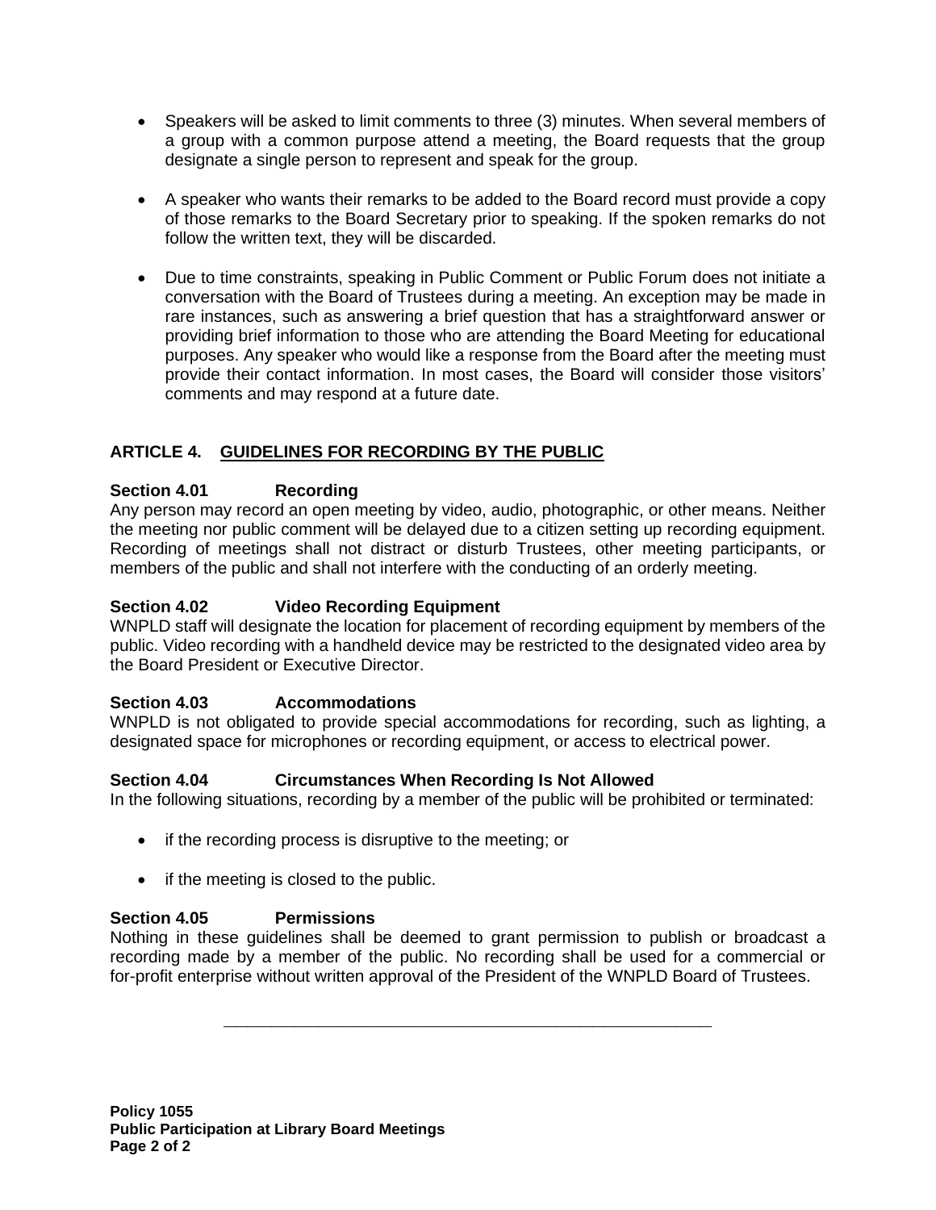- Speakers will be asked to limit comments to three (3) minutes. When several members of a group with a common purpose attend a meeting, the Board requests that the group designate a single person to represent and speak for the group.

- A speaker who wants their remarks to be added to the Board record must provide a copy of those remarks to the Board Secretary prior to speaking. If the spoken remarks do not follow the written text, they will be discarded.

- Due to time constraints, speaking in Public Comment or Public Forum does not initiate a conversation with the Board of Trustees during a meeting. An exception may be made in rare instances, such as answering a brief question that has a straightforward answer or providing brief information to those who are attending the Board Meeting for educational purposes. Any speaker who would like a response from the Board after the meeting must provide their contact information. In most cases, the Board will consider those visitors' comments and may respond at a future date.

## ARTICLE 4. GUIDELINES FOR RECORDING BY THE PUBLIC

### Section 4.01 Recording

Any person may record an open meeting by video, audio, photographic, or other means. Neither the meeting nor public comment will be delayed due to a citizen setting up recording equipment. Recording of meetings shall not distract or disturb Trustees, other meeting participants, or members of the public and shall not interfere with the conducting of an orderly meeting.

### Section 4.02 Video Recording Equipment

WNPLD staff will designate the location for placement of recording equipment by members of the public. Video recording with a handheld device may be restricted to the designated video area by the Board President or Executive Director.

### Section 4.03 Accommodations

WNPLD is not obligated to provide special accommodations for recording, such as lighting, a designated space for microphones or recording equipment, or access to electrical power.

### Section 4.04 Circumstances When Recording Is Not Allowed

In the following situations, recording by a member of the public will be prohibited or terminated:

- if the recording process is disruptive to the meeting; or

- if the meeting is closed to the public.

### Section 4.05 Permissions

Nothing in these guidelines shall be deemed to grant permission to publish or broadcast a recording made by a member of the public. No recording shall be used for a commercial or for-profit enterprise without written approval of the President of the WNPLD Board of Trustees.

---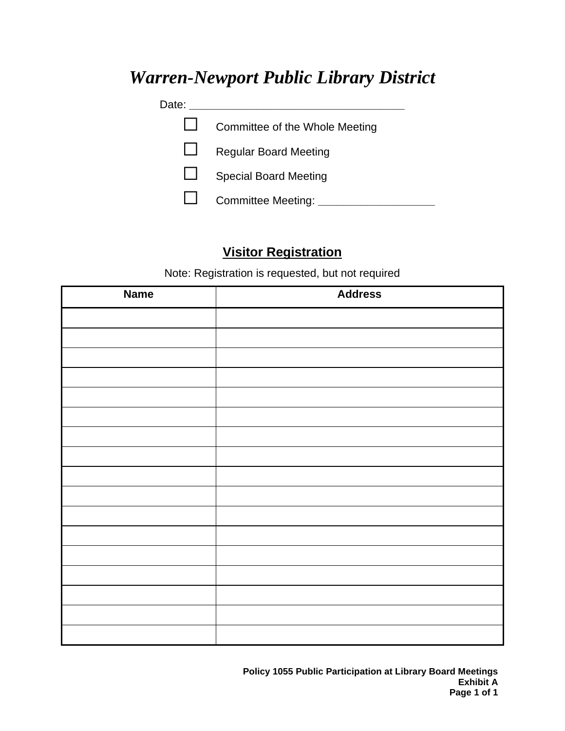# *Warren-Newport Public Library District*

Date: ___________________________________

☐ Committee of the Whole Meeting

☐ Regular Board Meeting

☐ Special Board Meeting

☐ Committee Meeting: ___________________

## Visitor Registration

Note: Registration is requested, but not required

| Name | Address |
|---|---|
| | |
| | |
| | |
| | |
| | |
| | |
| | |
| | |
| | |
| | |
| | |
| | |
| | |
| | |
| | |
| | |
| | |

**Policy 1055 Public Participation at Library Board Meetings**
**Exhibit A**